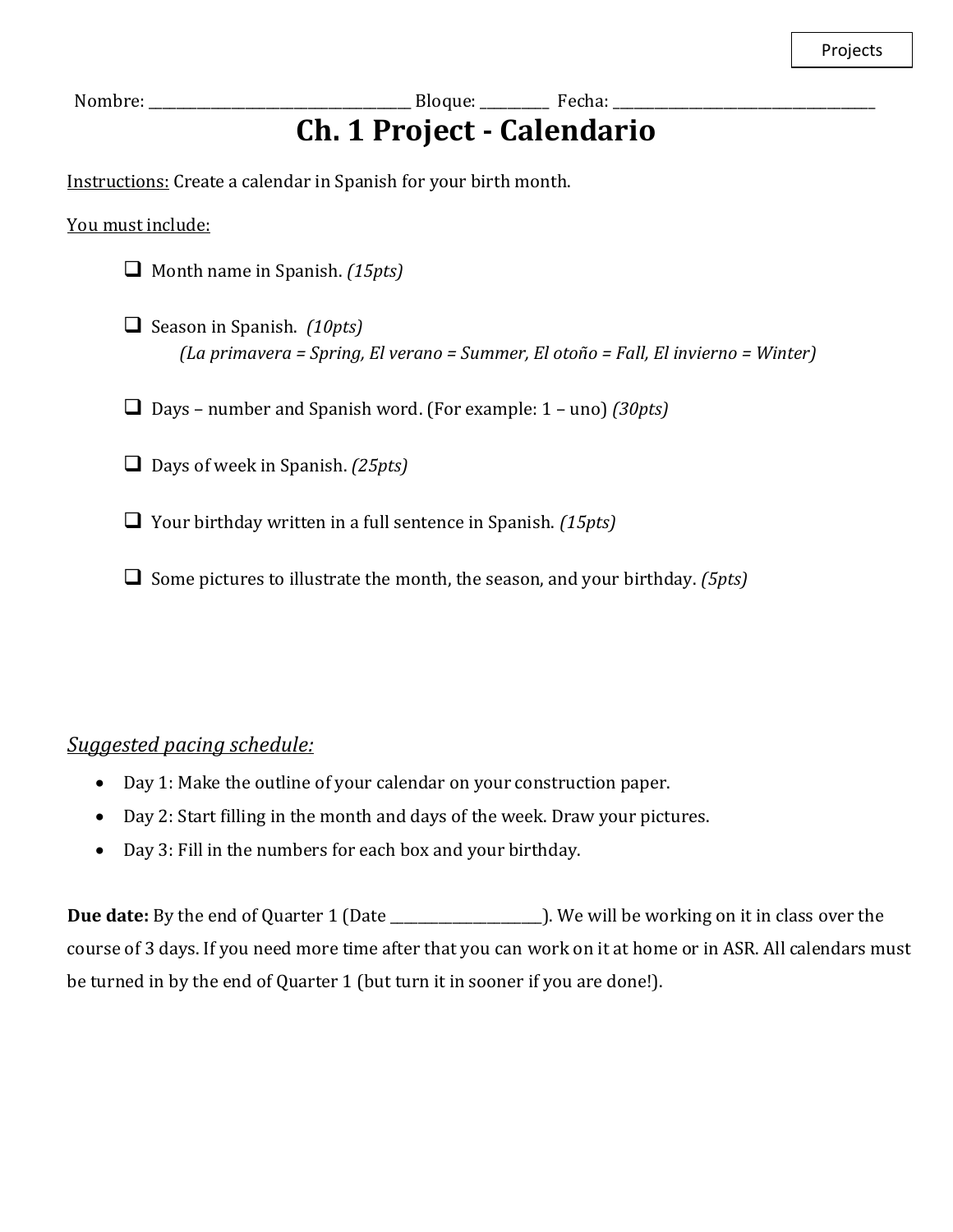Projects

Nombre: ______________________________ Bloque: _________ Fecha: ______________________________

# Ch. 1 Project - Calendario

Instructions: Create a calendar in Spanish for your birth month.

You must include:

- [ ] Month name in Spanish. *(15pts)*
- [ ] Season in Spanish. *(10pts)*
  *(La primavera = Spring, El verano = Summer, El otoño = Fall, El invierno = Winter)*
- [ ] Days – number and Spanish word. (For example: 1 – uno) *(30pts)*
- [ ] Days of week in Spanish. *(25pts)*
- [ ] Your birthday written in a full sentence in Spanish. *(15pts)*
- [ ] Some pictures to illustrate the month, the season, and your birthday. *(5pts)*

*Suggested pacing schedule:*

- Day 1: Make the outline of your calendar on your construction paper.
- Day 2: Start filling in the month and days of the week. Draw your pictures.
- Day 3: Fill in the numbers for each box and your birthday.

**Due date:** By the end of Quarter 1 (Date ____________________). We will be working on it in class over the course of 3 days. If you need more time after that you can work on it at home or in ASR. All calendars must be turned in by the end of Quarter 1 (but turn it in sooner if you are done!).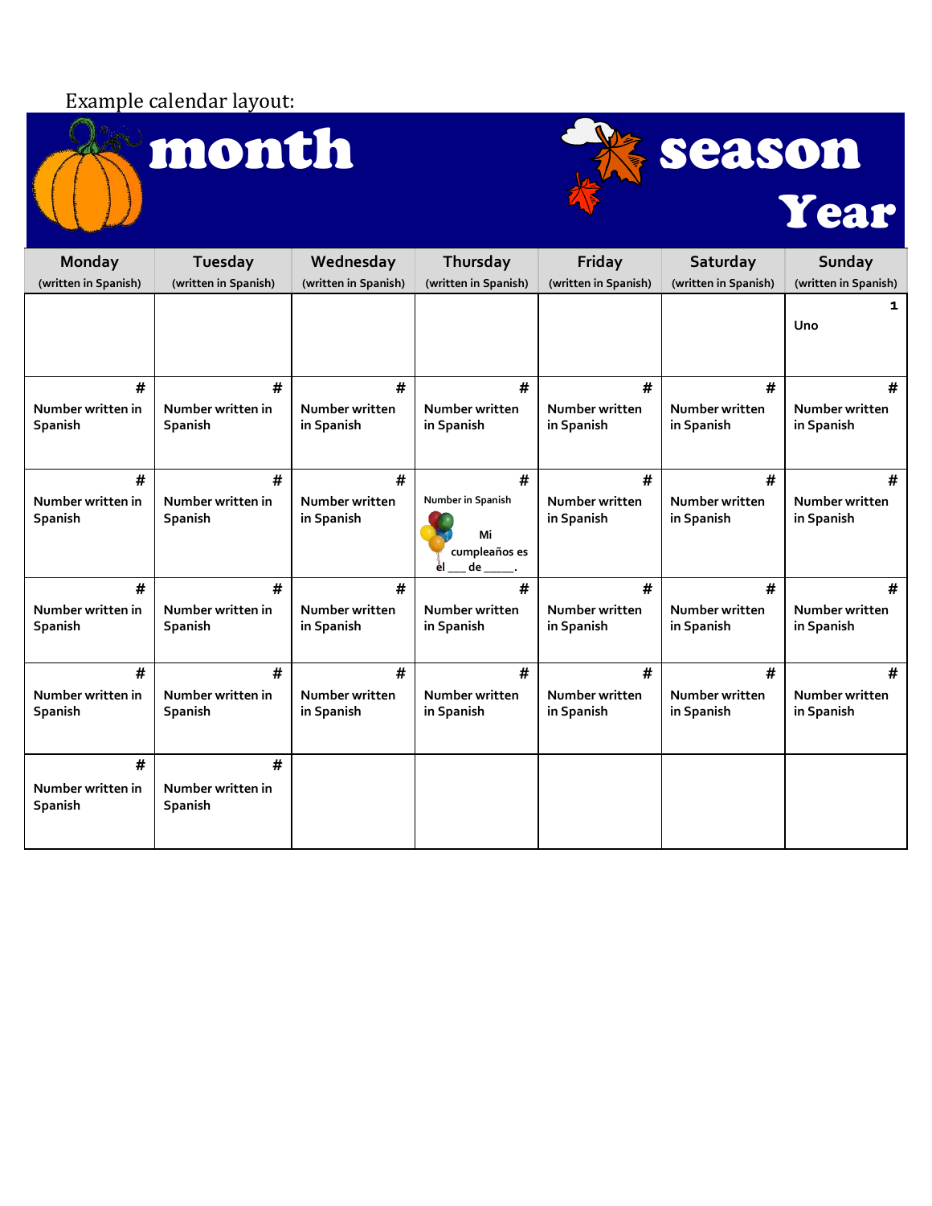Example calendar layout:

month

season

Year

| Monday (written in Spanish) | Tuesday (written in Spanish) | Wednesday (written in Spanish) | Thursday (written in Spanish) | Friday (written in Spanish) | Saturday (written in Spanish) | Sunday (written in Spanish) |
| --- | --- | --- | --- | --- | --- | --- |
| | | | | | | 1 Uno |
| # Number written in Spanish | # Number written in Spanish | # Number written in Spanish | # Number written in Spanish | # Number written in Spanish | # Number written in Spanish | # Number written in Spanish |
| # Number written in Spanish | # Number written in Spanish | # Number written in Spanish | # Number in Spanish Mi cumpleaños es el ___ de _____. | # Number written in Spanish | # Number written in Spanish | # Number written in Spanish |
| # Number written in Spanish | # Number written in Spanish | # Number written in Spanish | # Number written in Spanish | # Number written in Spanish | # Number written in Spanish | # Number written in Spanish |
| # Number written in Spanish | # Number written in Spanish | # Number written in Spanish | # Number written in Spanish | # Number written in Spanish | # Number written in Spanish | # Number written in Spanish |
| # Number written in Spanish | # Number written in Spanish | | | | | |